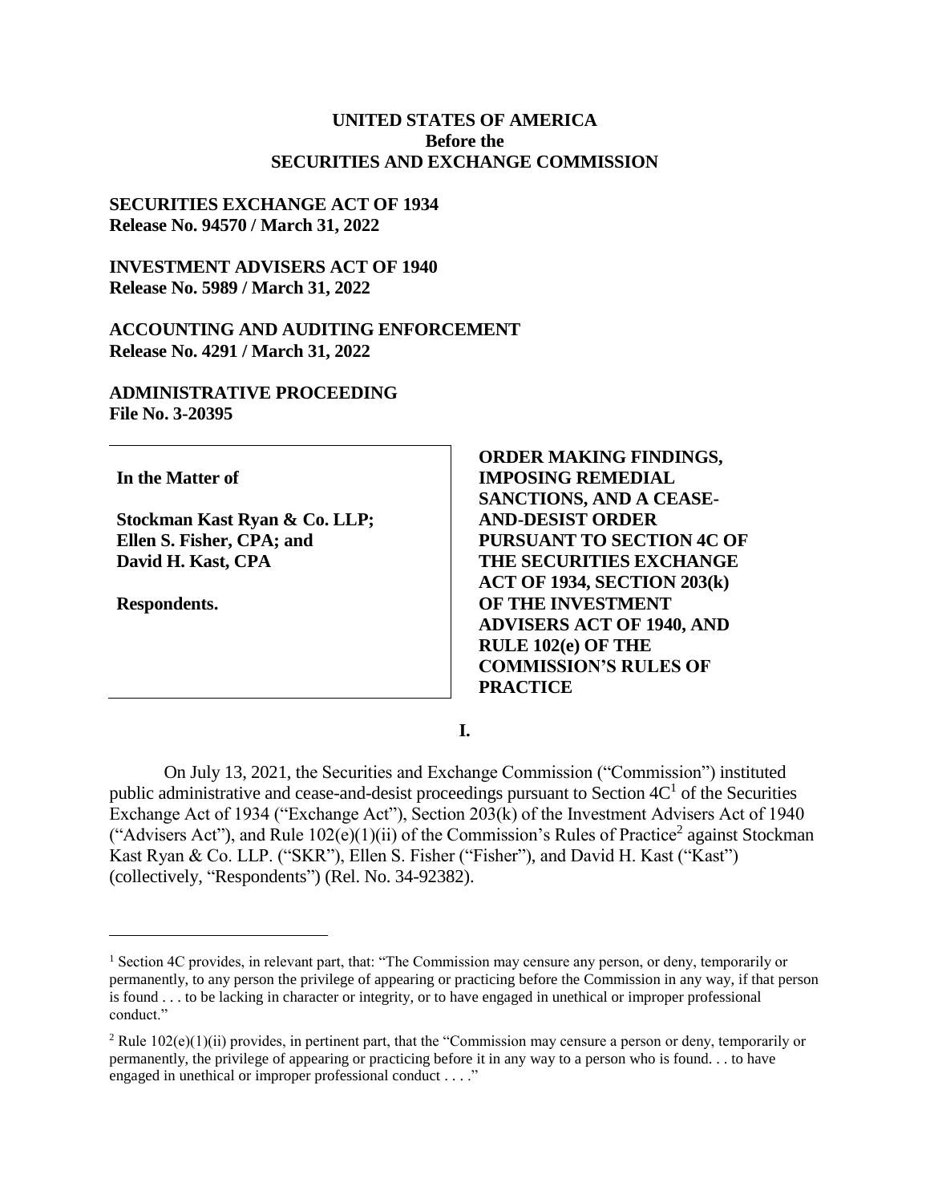**UNITED STATES OF AMERICA**
**Before the**
**SECURITIES AND EXCHANGE COMMISSION**

**SECURITIES EXCHANGE ACT OF 1934**
**Release No. 94570 / March 31, 2022**

**INVESTMENT ADVISERS ACT OF 1940**
**Release No. 5989 / March 31, 2022**

**ACCOUNTING AND AUDITING ENFORCEMENT**
**Release No. 4291 / March 31, 2022**

**ADMINISTRATIVE PROCEEDING**
**File No. 3-20395**

| | |
|---|---|
| **In the Matter of**<br><br>**Stockman Kast Ryan & Co. LLP;**<br>**Ellen S. Fisher, CPA; and**<br>**David H. Kast, CPA**<br><br>**Respondents.** | **ORDER MAKING FINDINGS, IMPOSING REMEDIAL SANCTIONS, AND A CEASE-AND-DESIST ORDER PURSUANT TO SECTION 4C OF THE SECURITIES EXCHANGE ACT OF 1934, SECTION 203(k) OF THE INVESTMENT ADVISERS ACT OF 1940, AND RULE 102(e) OF THE COMMISSION'S RULES OF PRACTICE** |

**I.**

On July 13, 2021, the Securities and Exchange Commission ("Commission") instituted public administrative and cease-and-desist proceedings pursuant to Section 4C[1] of the Securities Exchange Act of 1934 ("Exchange Act"), Section 203(k) of the Investment Advisers Act of 1940 ("Advisers Act"), and Rule 102(e)(1)(ii) of the Commission's Rules of Practice[2] against Stockman Kast Ryan & Co. LLP. ("SKR"), Ellen S. Fisher ("Fisher"), and David H. Kast ("Kast") (collectively, "Respondents") (Rel. No. 34-92382).

---

[1] Section 4C provides, in relevant part, that: "The Commission may censure any person, or deny, temporarily or permanently, to any person the privilege of appearing or practicing before the Commission in any way, if that person is found . . . to be lacking in character or integrity, or to have engaged in unethical or improper professional conduct."

[2] Rule 102(e)(1)(ii) provides, in pertinent part, that the "Commission may censure a person or deny, temporarily or permanently, the privilege of appearing or practicing before it in any way to a person who is found. . . to have engaged in unethical or improper professional conduct . . . ."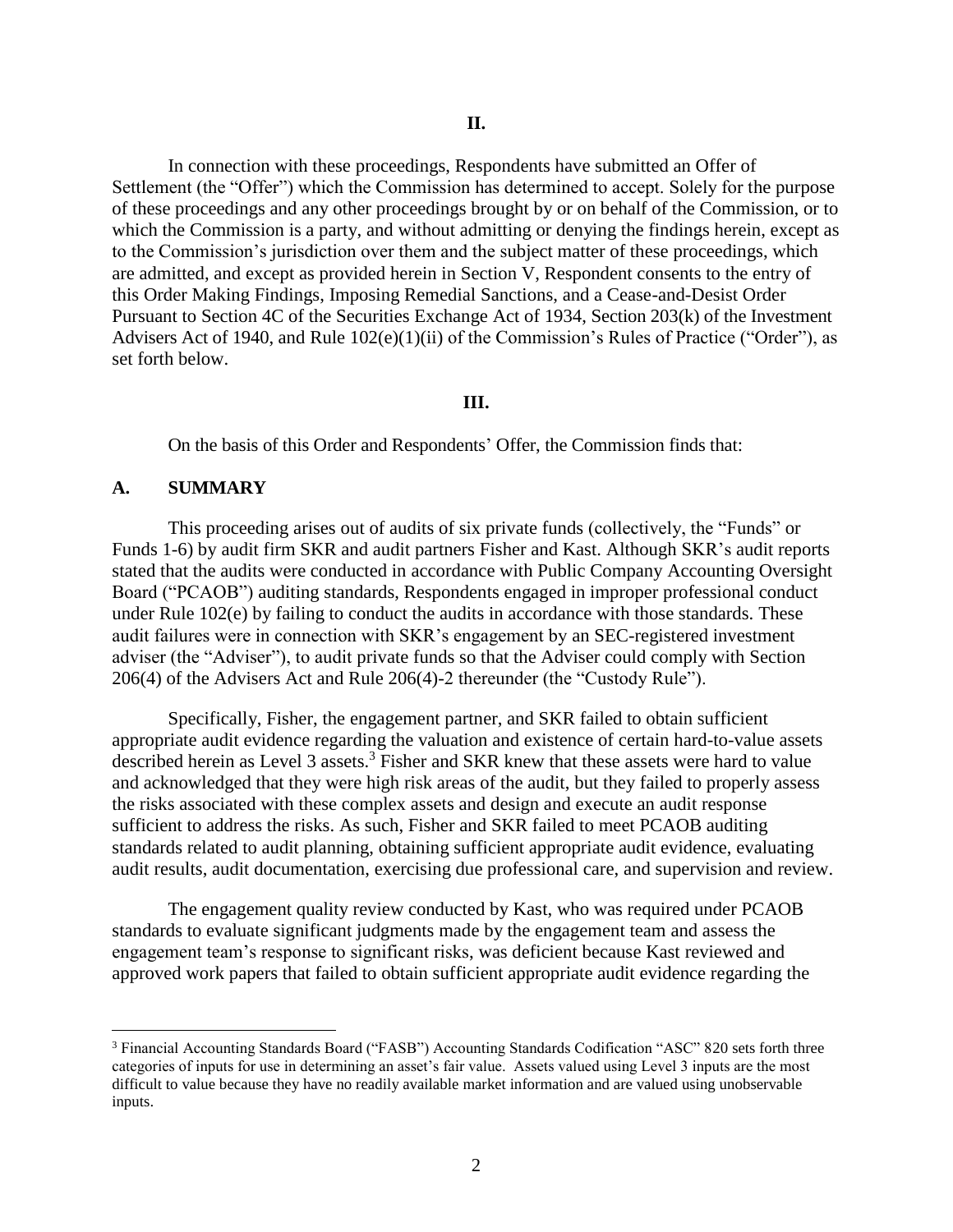## II.

In connection with these proceedings, Respondents have submitted an Offer of Settlement (the "Offer") which the Commission has determined to accept. Solely for the purpose of these proceedings and any other proceedings brought by or on behalf of the Commission, or to which the Commission is a party, and without admitting or denying the findings herein, except as to the Commission's jurisdiction over them and the subject matter of these proceedings, which are admitted, and except as provided herein in Section V, Respondent consents to the entry of this Order Making Findings, Imposing Remedial Sanctions, and a Cease-and-Desist Order Pursuant to Section 4C of the Securities Exchange Act of 1934, Section 203(k) of the Investment Advisers Act of 1940, and Rule 102(e)(1)(ii) of the Commission's Rules of Practice ("Order"), as set forth below.

## III.

On the basis of this Order and Respondents' Offer, the Commission finds that:

### A. SUMMARY

This proceeding arises out of audits of six private funds (collectively, the "Funds" or Funds 1-6) by audit firm SKR and audit partners Fisher and Kast. Although SKR's audit reports stated that the audits were conducted in accordance with Public Company Accounting Oversight Board ("PCAOB") auditing standards, Respondents engaged in improper professional conduct under Rule 102(e) by failing to conduct the audits in accordance with those standards. These audit failures were in connection with SKR's engagement by an SEC-registered investment adviser (the "Adviser"), to audit private funds so that the Adviser could comply with Section 206(4) of the Advisers Act and Rule 206(4)-2 thereunder (the "Custody Rule").

Specifically, Fisher, the engagement partner, and SKR failed to obtain sufficient appropriate audit evidence regarding the valuation and existence of certain hard-to-value assets described herein as Level 3 assets.[3] Fisher and SKR knew that these assets were hard to value and acknowledged that they were high risk areas of the audit, but they failed to properly assess the risks associated with these complex assets and design and execute an audit response sufficient to address the risks. As such, Fisher and SKR failed to meet PCAOB auditing standards related to audit planning, obtaining sufficient appropriate audit evidence, evaluating audit results, audit documentation, exercising due professional care, and supervision and review.

The engagement quality review conducted by Kast, who was required under PCAOB standards to evaluate significant judgments made by the engagement team and assess the engagement team's response to significant risks, was deficient because Kast reviewed and approved work papers that failed to obtain sufficient appropriate audit evidence regarding the

---

[3] Financial Accounting Standards Board ("FASB") Accounting Standards Codification "ASC" 820 sets forth three categories of inputs for use in determining an asset's fair value. Assets valued using Level 3 inputs are the most difficult to value because they have no readily available market information and are valued using unobservable inputs.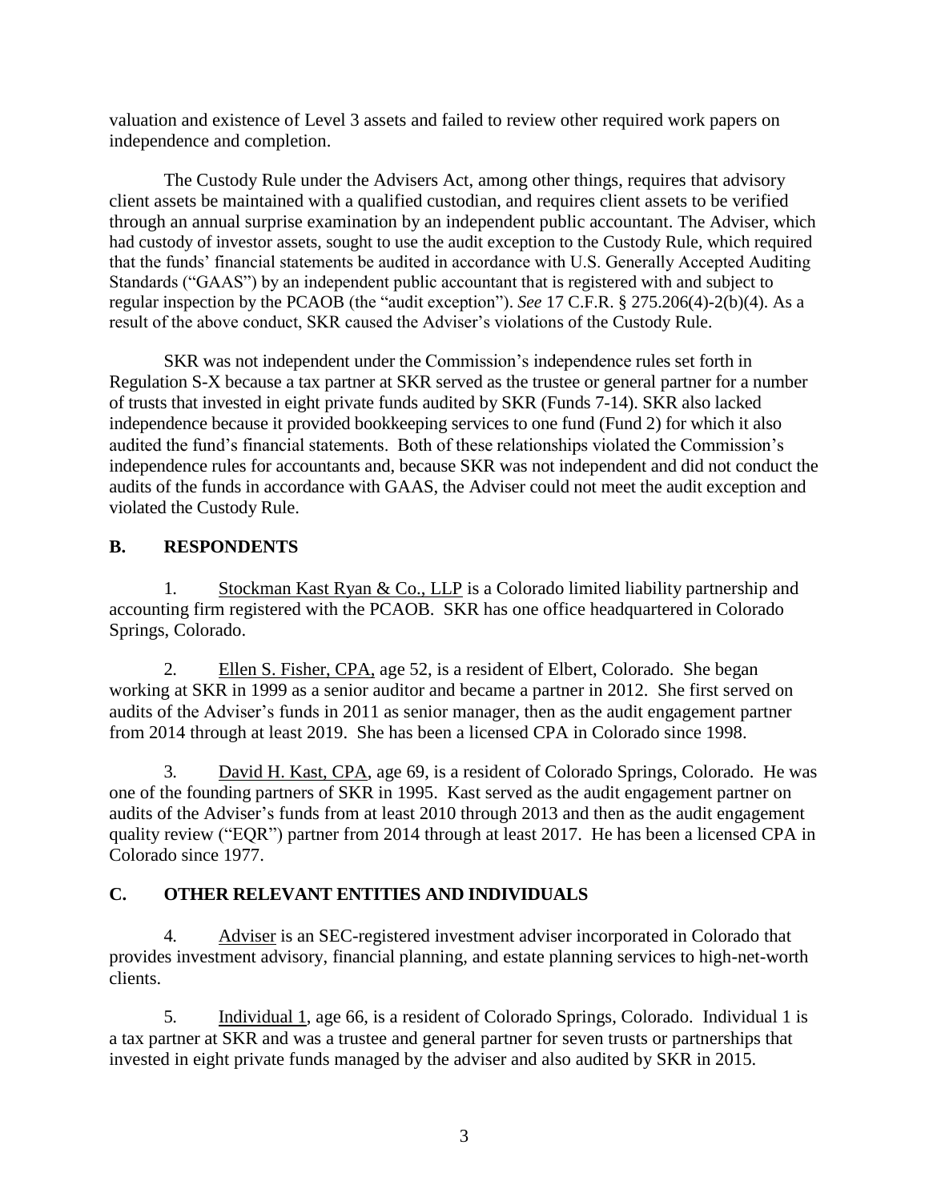valuation and existence of Level 3 assets and failed to review other required work papers on independence and completion.

The Custody Rule under the Advisers Act, among other things, requires that advisory client assets be maintained with a qualified custodian, and requires client assets to be verified through an annual surprise examination by an independent public accountant. The Adviser, which had custody of investor assets, sought to use the audit exception to the Custody Rule, which required that the funds' financial statements be audited in accordance with U.S. Generally Accepted Auditing Standards ("GAAS") by an independent public accountant that is registered with and subject to regular inspection by the PCAOB (the "audit exception"). *See* 17 C.F.R. § 275.206(4)-2(b)(4). As a result of the above conduct, SKR caused the Adviser's violations of the Custody Rule.

SKR was not independent under the Commission's independence rules set forth in Regulation S-X because a tax partner at SKR served as the trustee or general partner for a number of trusts that invested in eight private funds audited by SKR (Funds 7-14). SKR also lacked independence because it provided bookkeeping services to one fund (Fund 2) for which it also audited the fund's financial statements. Both of these relationships violated the Commission's independence rules for accountants and, because SKR was not independent and did not conduct the audits of the funds in accordance with GAAS, the Adviser could not meet the audit exception and violated the Custody Rule.

## B. RESPONDENTS

1. Stockman Kast Ryan & Co., LLP is a Colorado limited liability partnership and accounting firm registered with the PCAOB. SKR has one office headquartered in Colorado Springs, Colorado.

2. Ellen S. Fisher, CPA, age 52, is a resident of Elbert, Colorado. She began working at SKR in 1999 as a senior auditor and became a partner in 2012. She first served on audits of the Adviser's funds in 2011 as senior manager, then as the audit engagement partner from 2014 through at least 2019. She has been a licensed CPA in Colorado since 1998.

3. David H. Kast, CPA, age 69, is a resident of Colorado Springs, Colorado. He was one of the founding partners of SKR in 1995. Kast served as the audit engagement partner on audits of the Adviser's funds from at least 2010 through 2013 and then as the audit engagement quality review ("EQR") partner from 2014 through at least 2017. He has been a licensed CPA in Colorado since 1977.

## C. OTHER RELEVANT ENTITIES AND INDIVIDUALS

4. Adviser is an SEC-registered investment adviser incorporated in Colorado that provides investment advisory, financial planning, and estate planning services to high-net-worth clients.

5. Individual 1, age 66, is a resident of Colorado Springs, Colorado. Individual 1 is a tax partner at SKR and was a trustee and general partner for seven trusts or partnerships that invested in eight private funds managed by the adviser and also audited by SKR in 2015.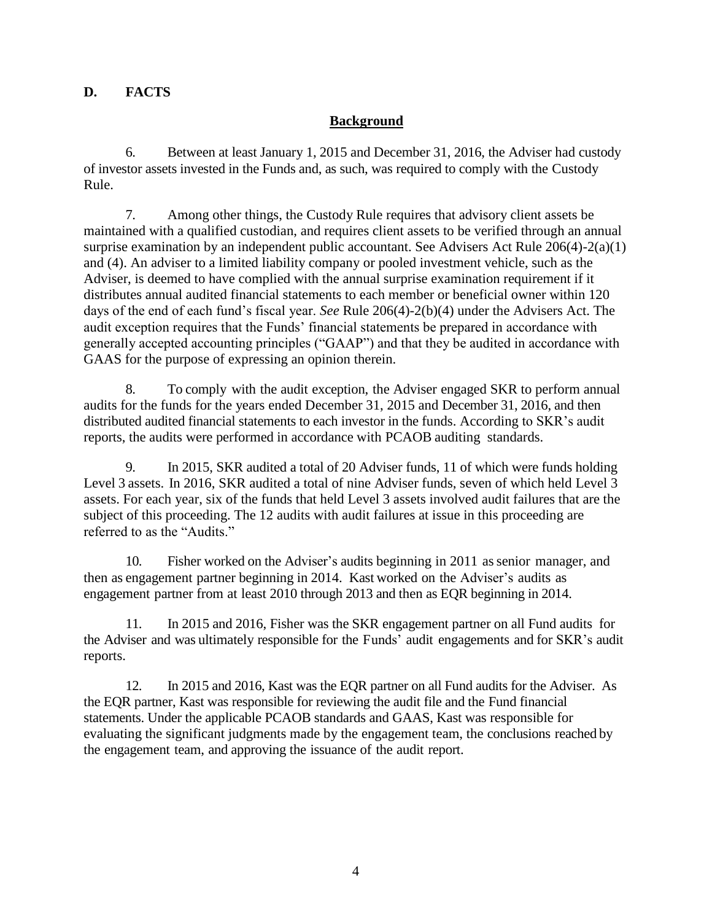## D. FACTS

### Background

6. Between at least January 1, 2015 and December 31, 2016, the Adviser had custody of investor assets invested in the Funds and, as such, was required to comply with the Custody Rule.

7. Among other things, the Custody Rule requires that advisory client assets be maintained with a qualified custodian, and requires client assets to be verified through an annual surprise examination by an independent public accountant. See Advisers Act Rule 206(4)-2(a)(1) and (4). An adviser to a limited liability company or pooled investment vehicle, such as the Adviser, is deemed to have complied with the annual surprise examination requirement if it distributes annual audited financial statements to each member or beneficial owner within 120 days of the end of each fund's fiscal year. *See* Rule 206(4)-2(b)(4) under the Advisers Act. The audit exception requires that the Funds' financial statements be prepared in accordance with generally accepted accounting principles ("GAAP") and that they be audited in accordance with GAAS for the purpose of expressing an opinion therein.

8. To comply with the audit exception, the Adviser engaged SKR to perform annual audits for the funds for the years ended December 31, 2015 and December 31, 2016, and then distributed audited financial statements to each investor in the funds. According to SKR's audit reports, the audits were performed in accordance with PCAOB auditing standards.

9. In 2015, SKR audited a total of 20 Adviser funds, 11 of which were funds holding Level 3 assets. In 2016, SKR audited a total of nine Adviser funds, seven of which held Level 3 assets. For each year, six of the funds that held Level 3 assets involved audit failures that are the subject of this proceeding. The 12 audits with audit failures at issue in this proceeding are referred to as the "Audits."

10. Fisher worked on the Adviser's audits beginning in 2011 as senior manager, and then as engagement partner beginning in 2014. Kast worked on the Adviser's audits as engagement partner from at least 2010 through 2013 and then as EQR beginning in 2014.

11. In 2015 and 2016, Fisher was the SKR engagement partner on all Fund audits for the Adviser and was ultimately responsible for the Funds' audit engagements and for SKR's audit reports.

12. In 2015 and 2016, Kast was the EQR partner on all Fund audits for the Adviser. As the EQR partner, Kast was responsible for reviewing the audit file and the Fund financial statements. Under the applicable PCAOB standards and GAAS, Kast was responsible for evaluating the significant judgments made by the engagement team, the conclusions reached by the engagement team, and approving the issuance of the audit report.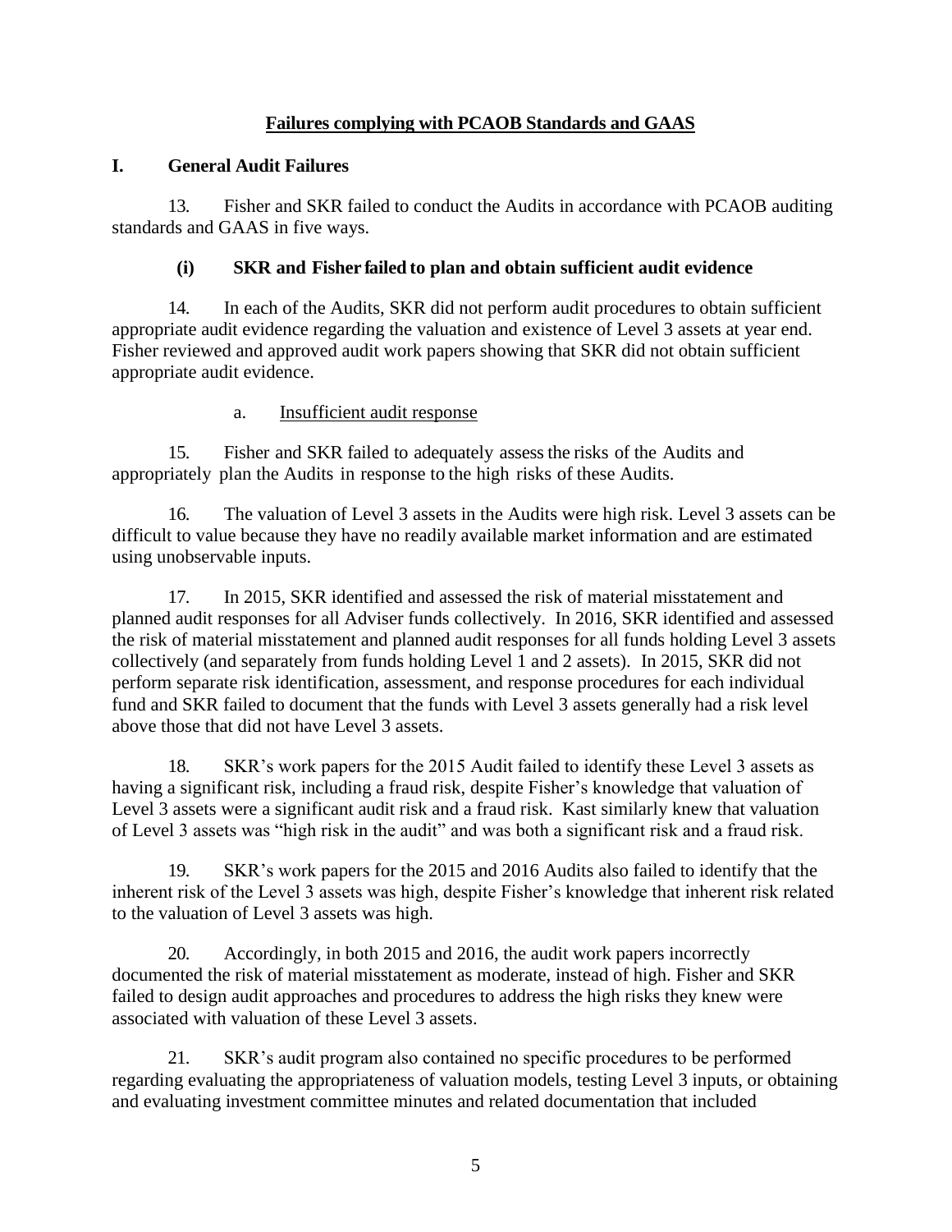## Failures complying with PCAOB Standards and GAAS

### I. General Audit Failures

13. Fisher and SKR failed to conduct the Audits in accordance with PCAOB auditing standards and GAAS in five ways.

#### (i) SKR and Fisher failed to plan and obtain sufficient audit evidence

14. In each of the Audits, SKR did not perform audit procedures to obtain sufficient appropriate audit evidence regarding the valuation and existence of Level 3 assets at year end. Fisher reviewed and approved audit work papers showing that SKR did not obtain sufficient appropriate audit evidence.

a. Insufficient audit response

15. Fisher and SKR failed to adequately assess the risks of the Audits and appropriately plan the Audits in response to the high risks of these Audits.

16. The valuation of Level 3 assets in the Audits were high risk. Level 3 assets can be difficult to value because they have no readily available market information and are estimated using unobservable inputs.

17. In 2015, SKR identified and assessed the risk of material misstatement and planned audit responses for all Adviser funds collectively. In 2016, SKR identified and assessed the risk of material misstatement and planned audit responses for all funds holding Level 3 assets collectively (and separately from funds holding Level 1 and 2 assets). In 2015, SKR did not perform separate risk identification, assessment, and response procedures for each individual fund and SKR failed to document that the funds with Level 3 assets generally had a risk level above those that did not have Level 3 assets.

18. SKR's work papers for the 2015 Audit failed to identify these Level 3 assets as having a significant risk, including a fraud risk, despite Fisher's knowledge that valuation of Level 3 assets were a significant audit risk and a fraud risk. Kast similarly knew that valuation of Level 3 assets was "high risk in the audit" and was both a significant risk and a fraud risk.

19. SKR's work papers for the 2015 and 2016 Audits also failed to identify that the inherent risk of the Level 3 assets was high, despite Fisher's knowledge that inherent risk related to the valuation of Level 3 assets was high.

20. Accordingly, in both 2015 and 2016, the audit work papers incorrectly documented the risk of material misstatement as moderate, instead of high. Fisher and SKR failed to design audit approaches and procedures to address the high risks they knew were associated with valuation of these Level 3 assets.

21. SKR's audit program also contained no specific procedures to be performed regarding evaluating the appropriateness of valuation models, testing Level 3 inputs, or obtaining and evaluating investment committee minutes and related documentation that included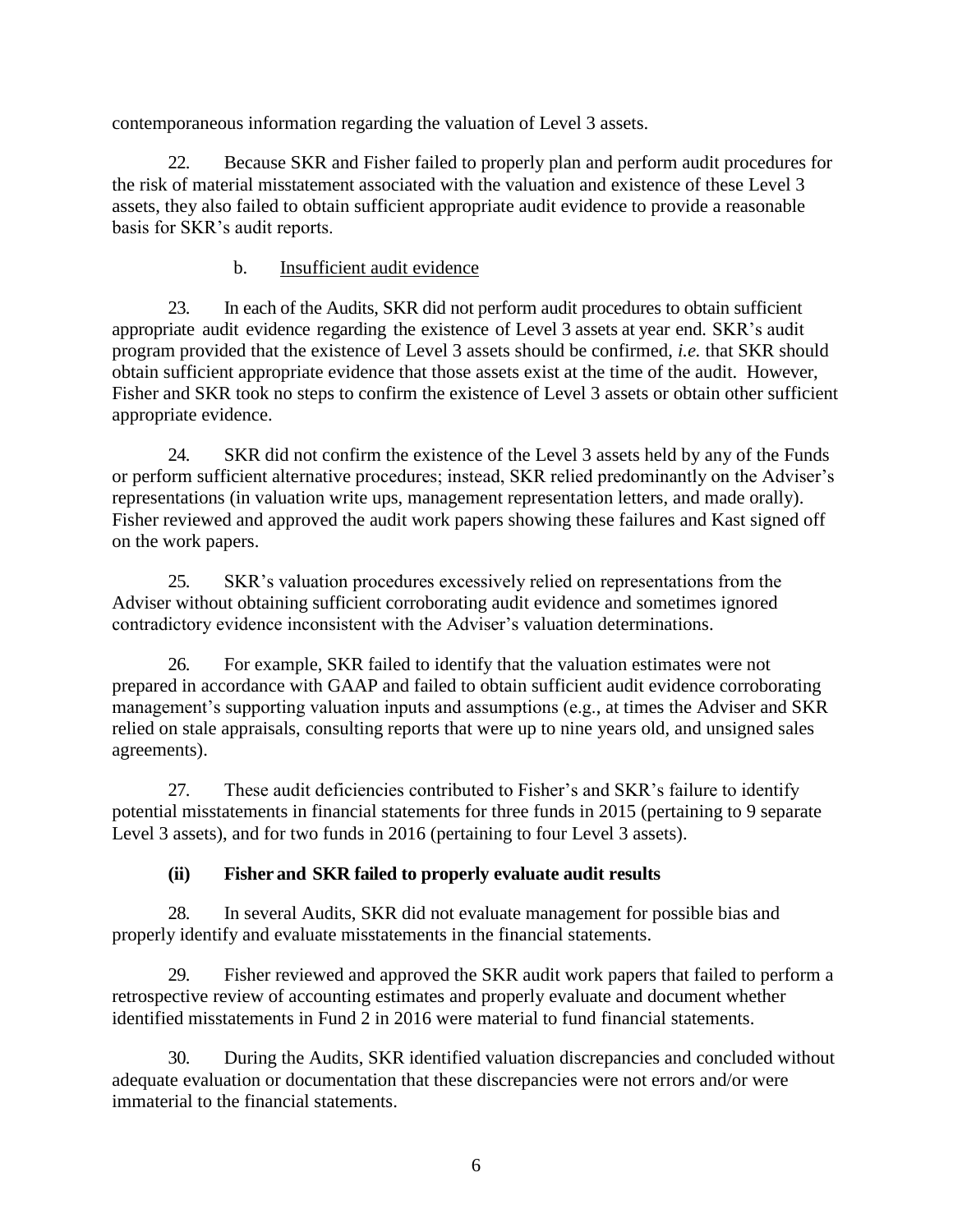contemporaneous information regarding the valuation of Level 3 assets.

22. Because SKR and Fisher failed to properly plan and perform audit procedures for the risk of material misstatement associated with the valuation and existence of these Level 3 assets, they also failed to obtain sufficient appropriate audit evidence to provide a reasonable basis for SKR's audit reports.

b. Insufficient audit evidence

23. In each of the Audits, SKR did not perform audit procedures to obtain sufficient appropriate audit evidence regarding the existence of Level 3 assets at year end. SKR's audit program provided that the existence of Level 3 assets should be confirmed, *i.e.* that SKR should obtain sufficient appropriate evidence that those assets exist at the time of the audit. However, Fisher and SKR took no steps to confirm the existence of Level 3 assets or obtain other sufficient appropriate evidence.

24. SKR did not confirm the existence of the Level 3 assets held by any of the Funds or perform sufficient alternative procedures; instead, SKR relied predominantly on the Adviser's representations (in valuation write ups, management representation letters, and made orally). Fisher reviewed and approved the audit work papers showing these failures and Kast signed off on the work papers.

25. SKR's valuation procedures excessively relied on representations from the Adviser without obtaining sufficient corroborating audit evidence and sometimes ignored contradictory evidence inconsistent with the Adviser's valuation determinations.

26. For example, SKR failed to identify that the valuation estimates were not prepared in accordance with GAAP and failed to obtain sufficient audit evidence corroborating management's supporting valuation inputs and assumptions (e.g., at times the Adviser and SKR relied on stale appraisals, consulting reports that were up to nine years old, and unsigned sales agreements).

27. These audit deficiencies contributed to Fisher's and SKR's failure to identify potential misstatements in financial statements for three funds in 2015 (pertaining to 9 separate Level 3 assets), and for two funds in 2016 (pertaining to four Level 3 assets).

**(ii) Fisher and SKR failed to properly evaluate audit results**

28. In several Audits, SKR did not evaluate management for possible bias and properly identify and evaluate misstatements in the financial statements.

29. Fisher reviewed and approved the SKR audit work papers that failed to perform a retrospective review of accounting estimates and properly evaluate and document whether identified misstatements in Fund 2 in 2016 were material to fund financial statements.

30. During the Audits, SKR identified valuation discrepancies and concluded without adequate evaluation or documentation that these discrepancies were not errors and/or were immaterial to the financial statements.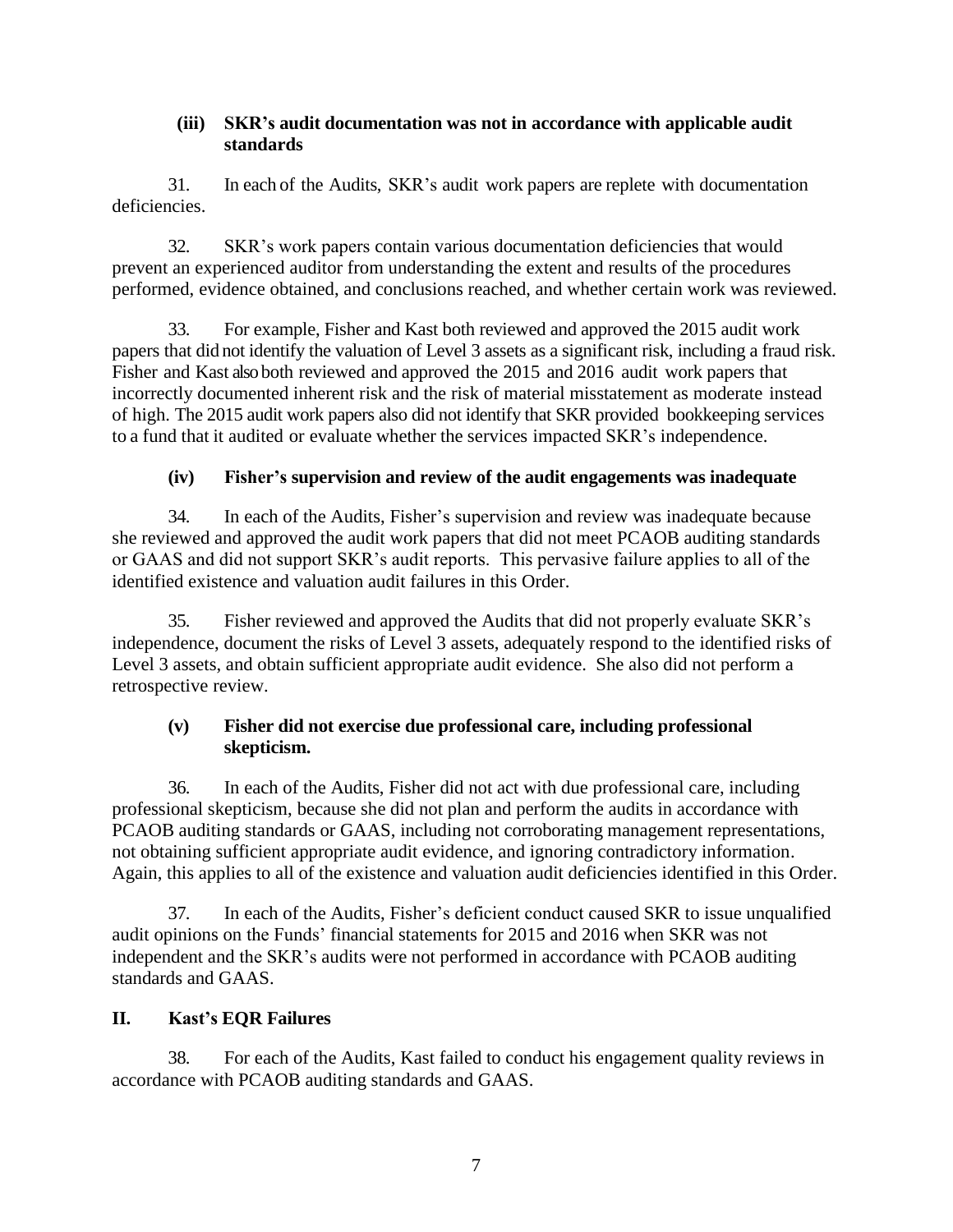#### (iii) SKR's audit documentation was not in accordance with applicable audit standards

31. In each of the Audits, SKR's audit work papers are replete with documentation deficiencies.

32. SKR's work papers contain various documentation deficiencies that would prevent an experienced auditor from understanding the extent and results of the procedures performed, evidence obtained, and conclusions reached, and whether certain work was reviewed.

33. For example, Fisher and Kast both reviewed and approved the 2015 audit work papers that did not identify the valuation of Level 3 assets as a significant risk, including a fraud risk. Fisher and Kast also both reviewed and approved the 2015 and 2016 audit work papers that incorrectly documented inherent risk and the risk of material misstatement as moderate instead of high. The 2015 audit work papers also did not identify that SKR provided bookkeeping services to a fund that it audited or evaluate whether the services impacted SKR's independence.

#### (iv) Fisher's supervision and review of the audit engagements was inadequate

34. In each of the Audits, Fisher's supervision and review was inadequate because she reviewed and approved the audit work papers that did not meet PCAOB auditing standards or GAAS and did not support SKR's audit reports. This pervasive failure applies to all of the identified existence and valuation audit failures in this Order.

35. Fisher reviewed and approved the Audits that did not properly evaluate SKR's independence, document the risks of Level 3 assets, adequately respond to the identified risks of Level 3 assets, and obtain sufficient appropriate audit evidence. She also did not perform a retrospective review.

#### (v) Fisher did not exercise due professional care, including professional skepticism.

36. In each of the Audits, Fisher did not act with due professional care, including professional skepticism, because she did not plan and perform the audits in accordance with PCAOB auditing standards or GAAS, including not corroborating management representations, not obtaining sufficient appropriate audit evidence, and ignoring contradictory information. Again, this applies to all of the existence and valuation audit deficiencies identified in this Order.

37. In each of the Audits, Fisher's deficient conduct caused SKR to issue unqualified audit opinions on the Funds' financial statements for 2015 and 2016 when SKR was not independent and the SKR's audits were not performed in accordance with PCAOB auditing standards and GAAS.

### II. Kast's EQR Failures

38. For each of the Audits, Kast failed to conduct his engagement quality reviews in accordance with PCAOB auditing standards and GAAS.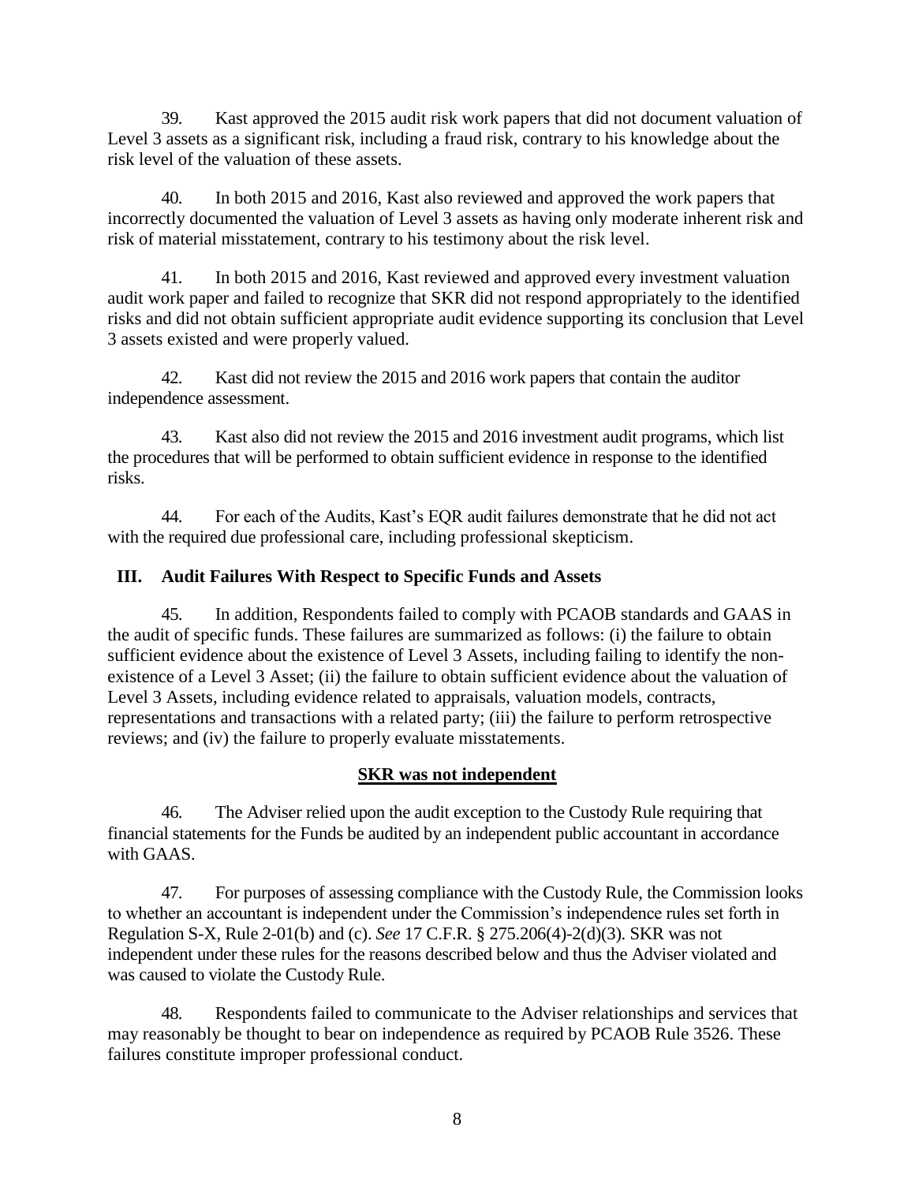39. Kast approved the 2015 audit risk work papers that did not document valuation of Level 3 assets as a significant risk, including a fraud risk, contrary to his knowledge about the risk level of the valuation of these assets.

40. In both 2015 and 2016, Kast also reviewed and approved the work papers that incorrectly documented the valuation of Level 3 assets as having only moderate inherent risk and risk of material misstatement, contrary to his testimony about the risk level.

41. In both 2015 and 2016, Kast reviewed and approved every investment valuation audit work paper and failed to recognize that SKR did not respond appropriately to the identified risks and did not obtain sufficient appropriate audit evidence supporting its conclusion that Level 3 assets existed and were properly valued.

42. Kast did not review the 2015 and 2016 work papers that contain the auditor independence assessment.

43. Kast also did not review the 2015 and 2016 investment audit programs, which list the procedures that will be performed to obtain sufficient evidence in response to the identified risks.

44. For each of the Audits, Kast's EQR audit failures demonstrate that he did not act with the required due professional care, including professional skepticism.

## III. Audit Failures With Respect to Specific Funds and Assets

45. In addition, Respondents failed to comply with PCAOB standards and GAAS in the audit of specific funds. These failures are summarized as follows: (i) the failure to obtain sufficient evidence about the existence of Level 3 Assets, including failing to identify the non-existence of a Level 3 Asset; (ii) the failure to obtain sufficient evidence about the valuation of Level 3 Assets, including evidence related to appraisals, valuation models, contracts, representations and transactions with a related party; (iii) the failure to perform retrospective reviews; and (iv) the failure to properly evaluate misstatements.

### SKR was not independent

46. The Adviser relied upon the audit exception to the Custody Rule requiring that financial statements for the Funds be audited by an independent public accountant in accordance with GAAS.

47. For purposes of assessing compliance with the Custody Rule, the Commission looks to whether an accountant is independent under the Commission's independence rules set forth in Regulation S-X, Rule 2-01(b) and (c). *See* 17 C.F.R. § 275.206(4)-2(d)(3). SKR was not independent under these rules for the reasons described below and thus the Adviser violated and was caused to violate the Custody Rule.

48. Respondents failed to communicate to the Adviser relationships and services that may reasonably be thought to bear on independence as required by PCAOB Rule 3526. These failures constitute improper professional conduct.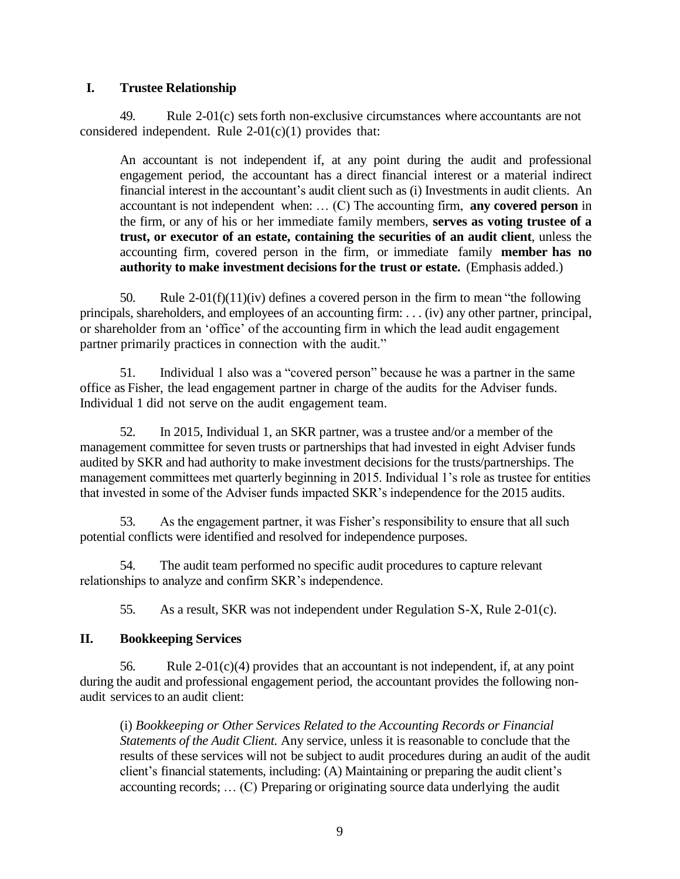## I. Trustee Relationship

49. Rule 2-01(c) sets forth non-exclusive circumstances where accountants are not considered independent. Rule 2-01(c)(1) provides that:

> An accountant is not independent if, at any point during the audit and professional engagement period, the accountant has a direct financial interest or a material indirect financial interest in the accountant's audit client such as (i) Investments in audit clients. An accountant is not independent when: … (C) The accounting firm, **any covered person** in the firm, or any of his or her immediate family members, **serves as voting trustee of a trust, or executor of an estate, containing the securities of an audit client**, unless the accounting firm, covered person in the firm, or immediate family **member has no authority to make investment decisions for the trust or estate.** (Emphasis added.)

50. Rule 2-01(f)(11)(iv) defines a covered person in the firm to mean "the following principals, shareholders, and employees of an accounting firm: . . . (iv) any other partner, principal, or shareholder from an 'office' of the accounting firm in which the lead audit engagement partner primarily practices in connection with the audit."

51. Individual 1 also was a "covered person" because he was a partner in the same office as Fisher, the lead engagement partner in charge of the audits for the Adviser funds. Individual 1 did not serve on the audit engagement team.

52. In 2015, Individual 1, an SKR partner, was a trustee and/or a member of the management committee for seven trusts or partnerships that had invested in eight Adviser funds audited by SKR and had authority to make investment decisions for the trusts/partnerships. The management committees met quarterly beginning in 2015. Individual 1's role as trustee for entities that invested in some of the Adviser funds impacted SKR's independence for the 2015 audits.

53. As the engagement partner, it was Fisher's responsibility to ensure that all such potential conflicts were identified and resolved for independence purposes.

54. The audit team performed no specific audit procedures to capture relevant relationships to analyze and confirm SKR's independence.

55. As a result, SKR was not independent under Regulation S-X, Rule 2-01(c).

## II. Bookkeeping Services

56. Rule 2-01(c)(4) provides that an accountant is not independent, if, at any point during the audit and professional engagement period, the accountant provides the following non-audit services to an audit client:

> (i) *Bookkeeping or Other Services Related to the Accounting Records or Financial Statements of the Audit Client.* Any service, unless it is reasonable to conclude that the results of these services will not be subject to audit procedures during an audit of the audit client's financial statements, including: (A) Maintaining or preparing the audit client's accounting records; … (C) Preparing or originating source data underlying the audit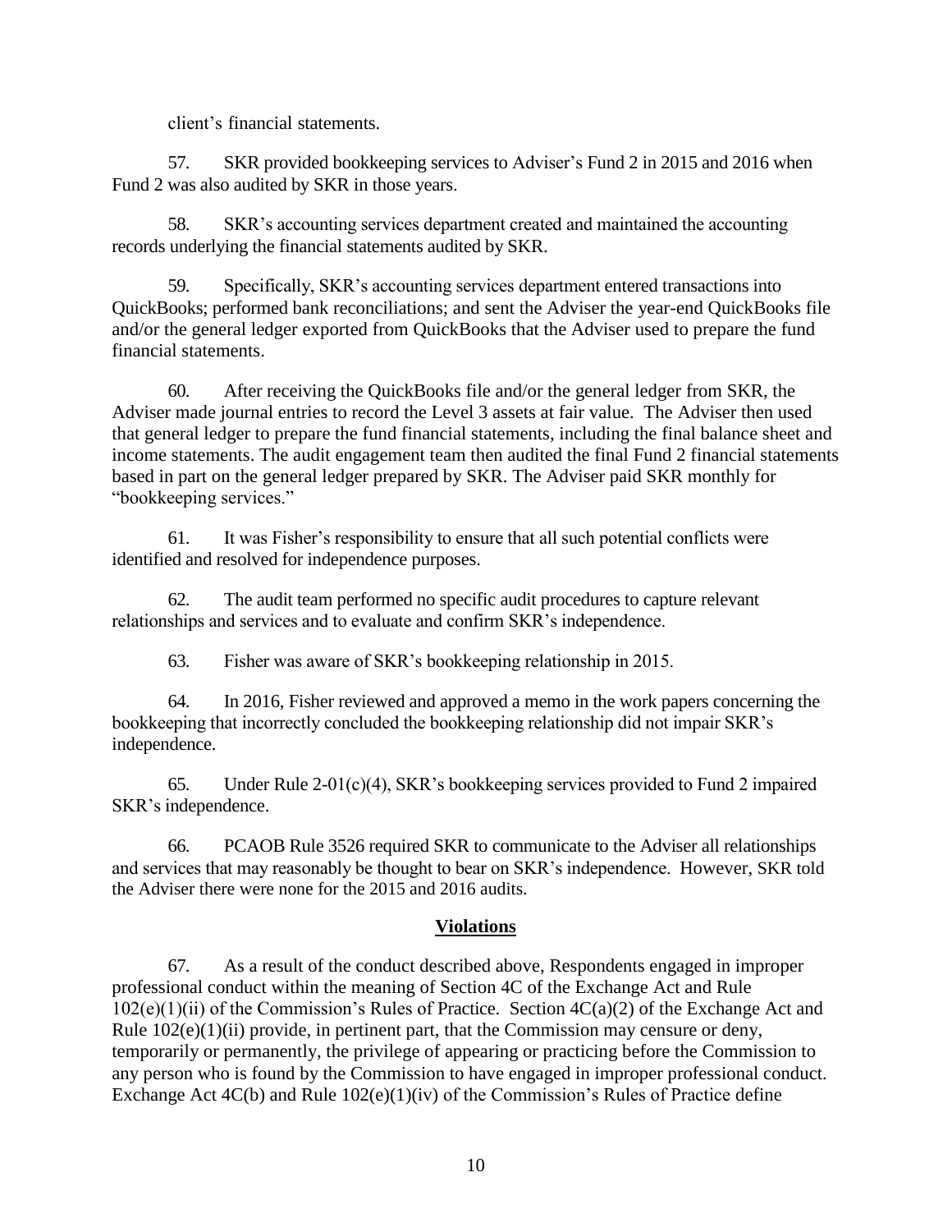client's financial statements.

57. SKR provided bookkeeping services to Adviser's Fund 2 in 2015 and 2016 when Fund 2 was also audited by SKR in those years.

58. SKR's accounting services department created and maintained the accounting records underlying the financial statements audited by SKR.

59. Specifically, SKR's accounting services department entered transactions into QuickBooks; performed bank reconciliations; and sent the Adviser the year-end QuickBooks file and/or the general ledger exported from QuickBooks that the Adviser used to prepare the fund financial statements.

60. After receiving the QuickBooks file and/or the general ledger from SKR, the Adviser made journal entries to record the Level 3 assets at fair value. The Adviser then used that general ledger to prepare the fund financial statements, including the final balance sheet and income statements. The audit engagement team then audited the final Fund 2 financial statements based in part on the general ledger prepared by SKR. The Adviser paid SKR monthly for "bookkeeping services."

61. It was Fisher's responsibility to ensure that all such potential conflicts were identified and resolved for independence purposes.

62. The audit team performed no specific audit procedures to capture relevant relationships and services and to evaluate and confirm SKR's independence.

63. Fisher was aware of SKR's bookkeeping relationship in 2015.

64. In 2016, Fisher reviewed and approved a memo in the work papers concerning the bookkeeping that incorrectly concluded the bookkeeping relationship did not impair SKR's independence.

65. Under Rule 2-01(c)(4), SKR's bookkeeping services provided to Fund 2 impaired SKR's independence.

66. PCAOB Rule 3526 required SKR to communicate to the Adviser all relationships and services that may reasonably be thought to bear on SKR's independence. However, SKR told the Adviser there were none for the 2015 and 2016 audits.

## Violations

67. As a result of the conduct described above, Respondents engaged in improper professional conduct within the meaning of Section 4C of the Exchange Act and Rule 102(e)(1)(ii) of the Commission's Rules of Practice. Section 4C(a)(2) of the Exchange Act and Rule 102(e)(1)(ii) provide, in pertinent part, that the Commission may censure or deny, temporarily or permanently, the privilege of appearing or practicing before the Commission to any person who is found by the Commission to have engaged in improper professional conduct. Exchange Act 4C(b) and Rule 102(e)(1)(iv) of the Commission's Rules of Practice define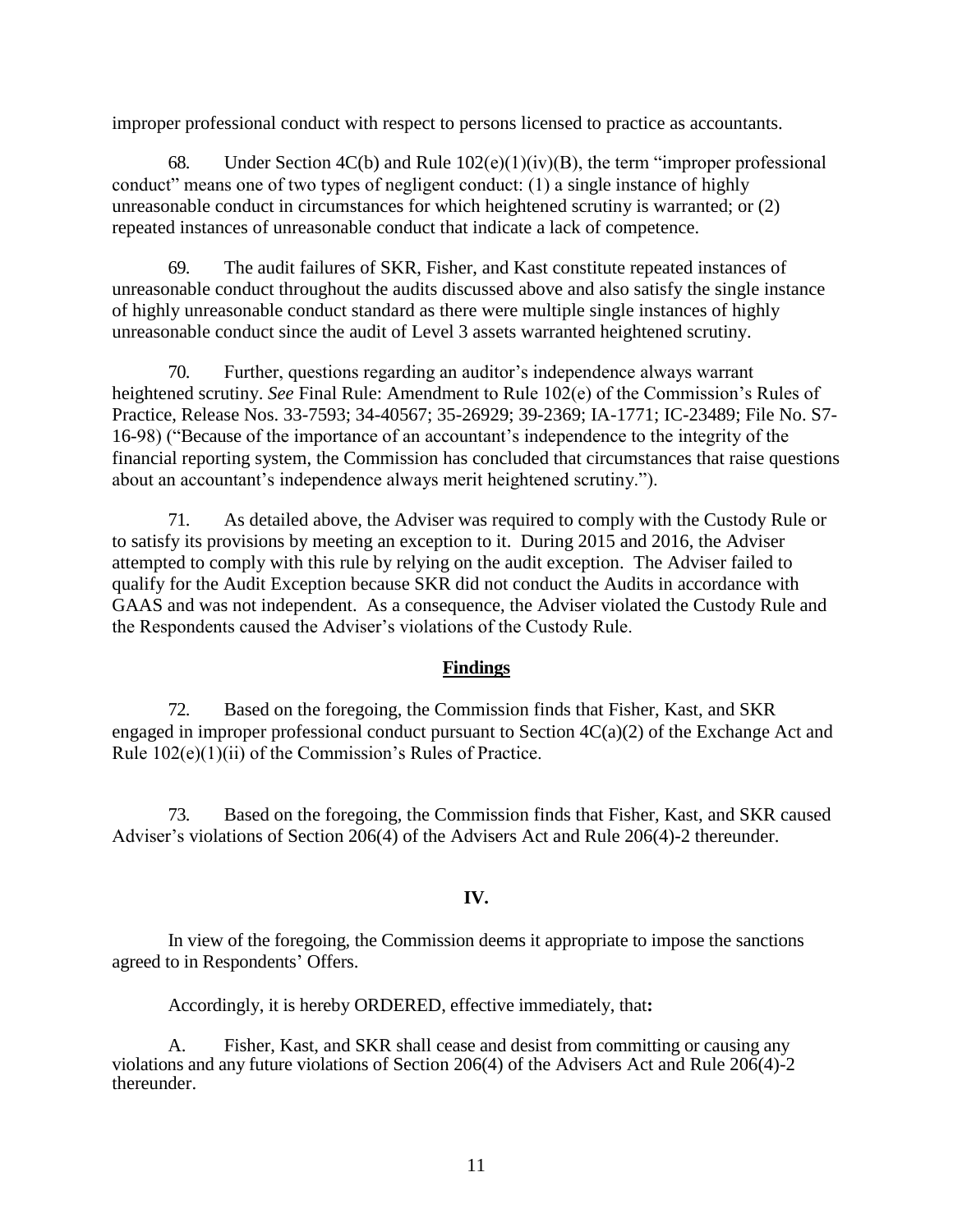improper professional conduct with respect to persons licensed to practice as accountants.

68. Under Section 4C(b) and Rule 102(e)(1)(iv)(B), the term "improper professional conduct" means one of two types of negligent conduct: (1) a single instance of highly unreasonable conduct in circumstances for which heightened scrutiny is warranted; or (2) repeated instances of unreasonable conduct that indicate a lack of competence.

69. The audit failures of SKR, Fisher, and Kast constitute repeated instances of unreasonable conduct throughout the audits discussed above and also satisfy the single instance of highly unreasonable conduct standard as there were multiple single instances of highly unreasonable conduct since the audit of Level 3 assets warranted heightened scrutiny.

70. Further, questions regarding an auditor's independence always warrant heightened scrutiny. *See* Final Rule: Amendment to Rule 102(e) of the Commission's Rules of Practice, Release Nos. 33-7593; 34-40567; 35-26929; 39-2369; IA-1771; IC-23489; File No. S7-16-98) ("Because of the importance of an accountant's independence to the integrity of the financial reporting system, the Commission has concluded that circumstances that raise questions about an accountant's independence always merit heightened scrutiny.").

71. As detailed above, the Adviser was required to comply with the Custody Rule or to satisfy its provisions by meeting an exception to it. During 2015 and 2016, the Adviser attempted to comply with this rule by relying on the audit exception. The Adviser failed to qualify for the Audit Exception because SKR did not conduct the Audits in accordance with GAAS and was not independent. As a consequence, the Adviser violated the Custody Rule and the Respondents caused the Adviser's violations of the Custody Rule.

## Findings

72. Based on the foregoing, the Commission finds that Fisher, Kast, and SKR engaged in improper professional conduct pursuant to Section 4C(a)(2) of the Exchange Act and Rule 102(e)(1)(ii) of the Commission's Rules of Practice.

73. Based on the foregoing, the Commission finds that Fisher, Kast, and SKR caused Adviser's violations of Section 206(4) of the Advisers Act and Rule 206(4)-2 thereunder.

## IV.

In view of the foregoing, the Commission deems it appropriate to impose the sanctions agreed to in Respondents' Offers.

Accordingly, it is hereby ORDERED, effective immediately, that**:**

A. Fisher, Kast, and SKR shall cease and desist from committing or causing any violations and any future violations of Section 206(4) of the Advisers Act and Rule 206(4)-2 thereunder.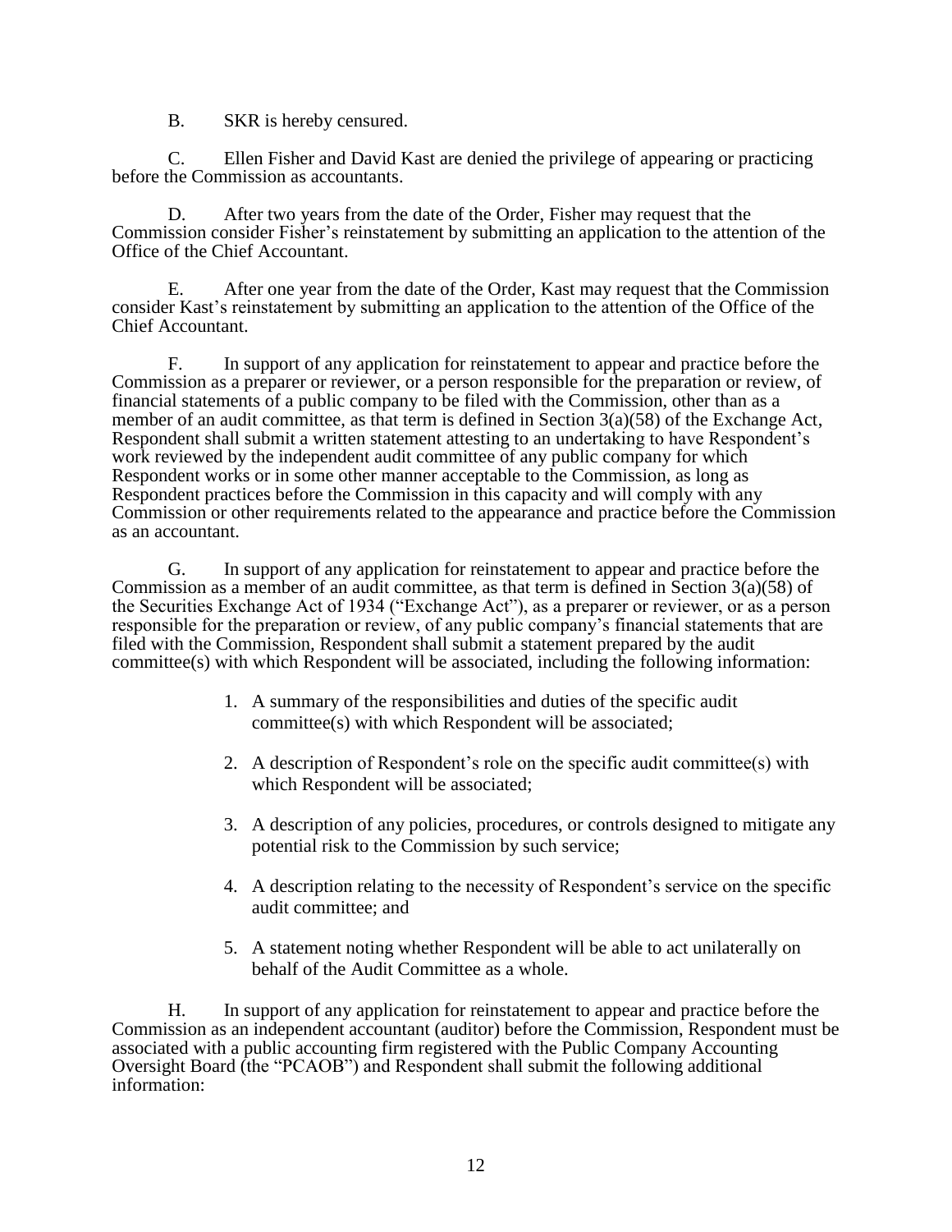B. SKR is hereby censured.

C. Ellen Fisher and David Kast are denied the privilege of appearing or practicing before the Commission as accountants.

D. After two years from the date of the Order, Fisher may request that the Commission consider Fisher's reinstatement by submitting an application to the attention of the Office of the Chief Accountant.

E. After one year from the date of the Order, Kast may request that the Commission consider Kast's reinstatement by submitting an application to the attention of the Office of the Chief Accountant.

F. In support of any application for reinstatement to appear and practice before the Commission as a preparer or reviewer, or a person responsible for the preparation or review, of financial statements of a public company to be filed with the Commission, other than as a member of an audit committee, as that term is defined in Section 3(a)(58) of the Exchange Act, Respondent shall submit a written statement attesting to an undertaking to have Respondent's work reviewed by the independent audit committee of any public company for which Respondent works or in some other manner acceptable to the Commission, as long as Respondent practices before the Commission in this capacity and will comply with any Commission or other requirements related to the appearance and practice before the Commission as an accountant.

G. In support of any application for reinstatement to appear and practice before the Commission as a member of an audit committee, as that term is defined in Section 3(a)(58) of the Securities Exchange Act of 1934 ("Exchange Act"), as a preparer or reviewer, or as a person responsible for the preparation or review, of any public company's financial statements that are filed with the Commission, Respondent shall submit a statement prepared by the audit committee(s) with which Respondent will be associated, including the following information:

1. A summary of the responsibilities and duties of the specific audit committee(s) with which Respondent will be associated;

2. A description of Respondent's role on the specific audit committee(s) with which Respondent will be associated;

3. A description of any policies, procedures, or controls designed to mitigate any potential risk to the Commission by such service;

4. A description relating to the necessity of Respondent's service on the specific audit committee; and

5. A statement noting whether Respondent will be able to act unilaterally on behalf of the Audit Committee as a whole.

H. In support of any application for reinstatement to appear and practice before the Commission as an independent accountant (auditor) before the Commission, Respondent must be associated with a public accounting firm registered with the Public Company Accounting Oversight Board (the "PCAOB") and Respondent shall submit the following additional information: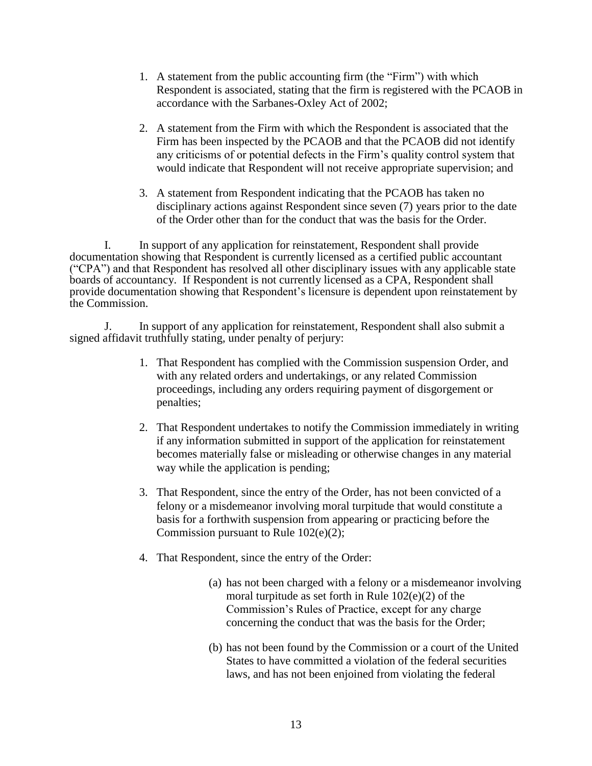1. A statement from the public accounting firm (the "Firm") with which Respondent is associated, stating that the firm is registered with the PCAOB in accordance with the Sarbanes-Oxley Act of 2002;

2. A statement from the Firm with which the Respondent is associated that the Firm has been inspected by the PCAOB and that the PCAOB did not identify any criticisms of or potential defects in the Firm's quality control system that would indicate that Respondent will not receive appropriate supervision; and

3. A statement from Respondent indicating that the PCAOB has taken no disciplinary actions against Respondent since seven (7) years prior to the date of the Order other than for the conduct that was the basis for the Order.

I. In support of any application for reinstatement, Respondent shall provide documentation showing that Respondent is currently licensed as a certified public accountant ("CPA") and that Respondent has resolved all other disciplinary issues with any applicable state boards of accountancy. If Respondent is not currently licensed as a CPA, Respondent shall provide documentation showing that Respondent's licensure is dependent upon reinstatement by the Commission.

J. In support of any application for reinstatement, Respondent shall also submit a signed affidavit truthfully stating, under penalty of perjury:

1. That Respondent has complied with the Commission suspension Order, and with any related orders and undertakings, or any related Commission proceedings, including any orders requiring payment of disgorgement or penalties;

2. That Respondent undertakes to notify the Commission immediately in writing if any information submitted in support of the application for reinstatement becomes materially false or misleading or otherwise changes in any material way while the application is pending;

3. That Respondent, since the entry of the Order, has not been convicted of a felony or a misdemeanor involving moral turpitude that would constitute a basis for a forthwith suspension from appearing or practicing before the Commission pursuant to Rule 102(e)(2);

4. That Respondent, since the entry of the Order:

   (a) has not been charged with a felony or a misdemeanor involving moral turpitude as set forth in Rule 102(e)(2) of the Commission's Rules of Practice, except for any charge concerning the conduct that was the basis for the Order;

   (b) has not been found by the Commission or a court of the United States to have committed a violation of the federal securities laws, and has not been enjoined from violating the federal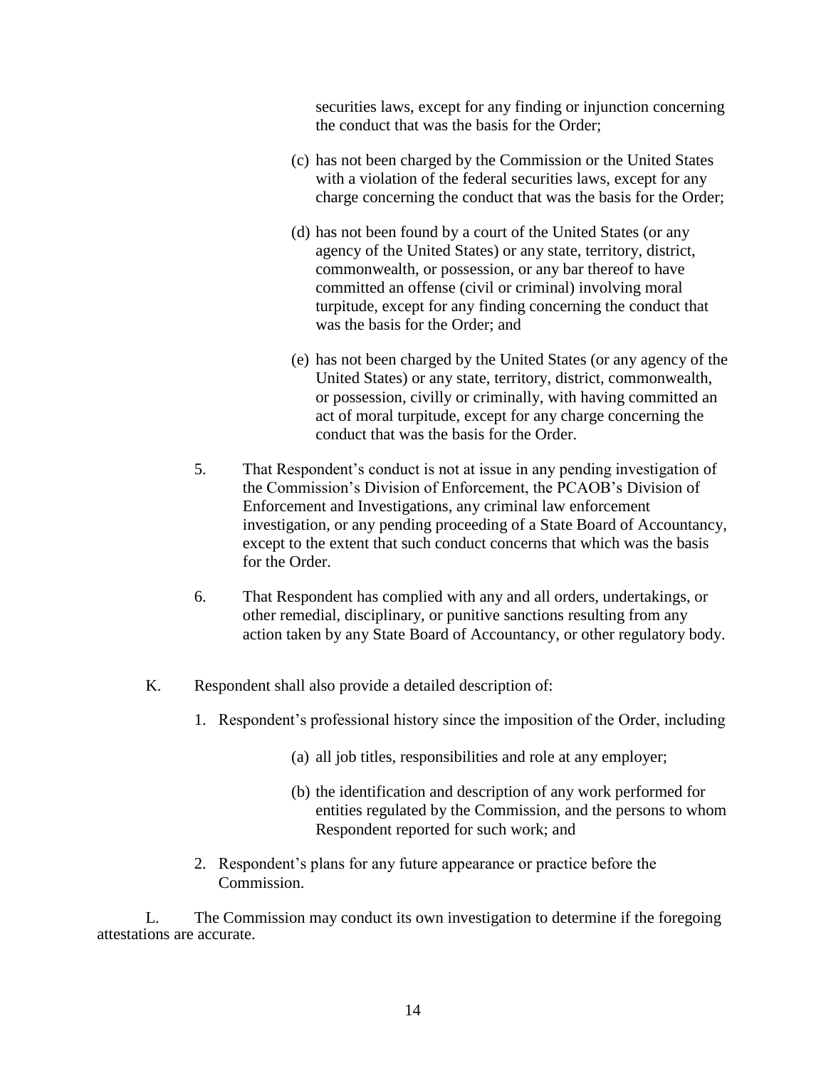securities laws, except for any finding or injunction concerning the conduct that was the basis for the Order;

(c) has not been charged by the Commission or the United States with a violation of the federal securities laws, except for any charge concerning the conduct that was the basis for the Order;

(d) has not been found by a court of the United States (or any agency of the United States) or any state, territory, district, commonwealth, or possession, or any bar thereof to have committed an offense (civil or criminal) involving moral turpitude, except for any finding concerning the conduct that was the basis for the Order; and

(e) has not been charged by the United States (or any agency of the United States) or any state, territory, district, commonwealth, or possession, civilly or criminally, with having committed an act of moral turpitude, except for any charge concerning the conduct that was the basis for the Order.

5. That Respondent's conduct is not at issue in any pending investigation of the Commission's Division of Enforcement, the PCAOB's Division of Enforcement and Investigations, any criminal law enforcement investigation, or any pending proceeding of a State Board of Accountancy, except to the extent that such conduct concerns that which was the basis for the Order.

6. That Respondent has complied with any and all orders, undertakings, or other remedial, disciplinary, or punitive sanctions resulting from any action taken by any State Board of Accountancy, or other regulatory body.

K. Respondent shall also provide a detailed description of:

1. Respondent's professional history since the imposition of the Order, including

   (a) all job titles, responsibilities and role at any employer;

   (b) the identification and description of any work performed for entities regulated by the Commission, and the persons to whom Respondent reported for such work; and

2. Respondent's plans for any future appearance or practice before the Commission.

L. The Commission may conduct its own investigation to determine if the foregoing attestations are accurate.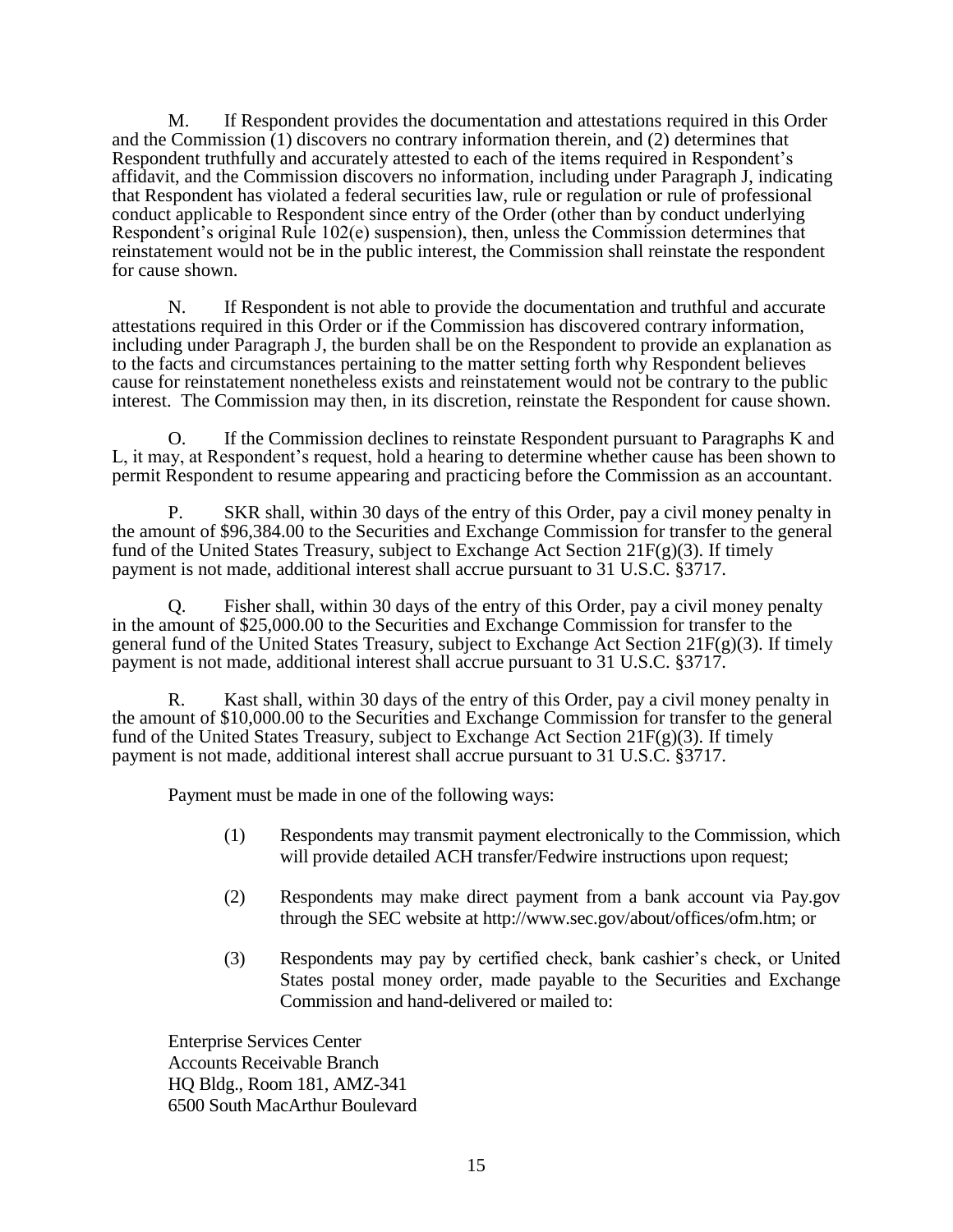M. If Respondent provides the documentation and attestations required in this Order and the Commission (1) discovers no contrary information therein, and (2) determines that Respondent truthfully and accurately attested to each of the items required in Respondent's affidavit, and the Commission discovers no information, including under Paragraph J, indicating that Respondent has violated a federal securities law, rule or regulation or rule of professional conduct applicable to Respondent since entry of the Order (other than by conduct underlying Respondent's original Rule 102(e) suspension), then, unless the Commission determines that reinstatement would not be in the public interest, the Commission shall reinstate the respondent for cause shown.

N. If Respondent is not able to provide the documentation and truthful and accurate attestations required in this Order or if the Commission has discovered contrary information, including under Paragraph J, the burden shall be on the Respondent to provide an explanation as to the facts and circumstances pertaining to the matter setting forth why Respondent believes cause for reinstatement nonetheless exists and reinstatement would not be contrary to the public interest. The Commission may then, in its discretion, reinstate the Respondent for cause shown.

O. If the Commission declines to reinstate Respondent pursuant to Paragraphs K and L, it may, at Respondent's request, hold a hearing to determine whether cause has been shown to permit Respondent to resume appearing and practicing before the Commission as an accountant.

P. SKR shall, within 30 days of the entry of this Order, pay a civil money penalty in the amount of $96,384.00 to the Securities and Exchange Commission for transfer to the general fund of the United States Treasury, subject to Exchange Act Section 21F(g)(3). If timely payment is not made, additional interest shall accrue pursuant to 31 U.S.C. §3717.

Q. Fisher shall, within 30 days of the entry of this Order, pay a civil money penalty in the amount of $25,000.00 to the Securities and Exchange Commission for transfer to the general fund of the United States Treasury, subject to Exchange Act Section 21F(g)(3). If timely payment is not made, additional interest shall accrue pursuant to 31 U.S.C. §3717.

R. Kast shall, within 30 days of the entry of this Order, pay a civil money penalty in the amount of $10,000.00 to the Securities and Exchange Commission for transfer to the general fund of the United States Treasury, subject to Exchange Act Section 21F(g)(3). If timely payment is not made, additional interest shall accrue pursuant to 31 U.S.C. §3717.

Payment must be made in one of the following ways:

(1) Respondents may transmit payment electronically to the Commission, which will provide detailed ACH transfer/Fedwire instructions upon request;

(2) Respondents may make direct payment from a bank account via Pay.gov through the SEC website at http://www.sec.gov/about/offices/ofm.htm; or

(3) Respondents may pay by certified check, bank cashier's check, or United States postal money order, made payable to the Securities and Exchange Commission and hand-delivered or mailed to:

Enterprise Services Center
Accounts Receivable Branch
HQ Bldg., Room 181, AMZ-341
6500 South MacArthur Boulevard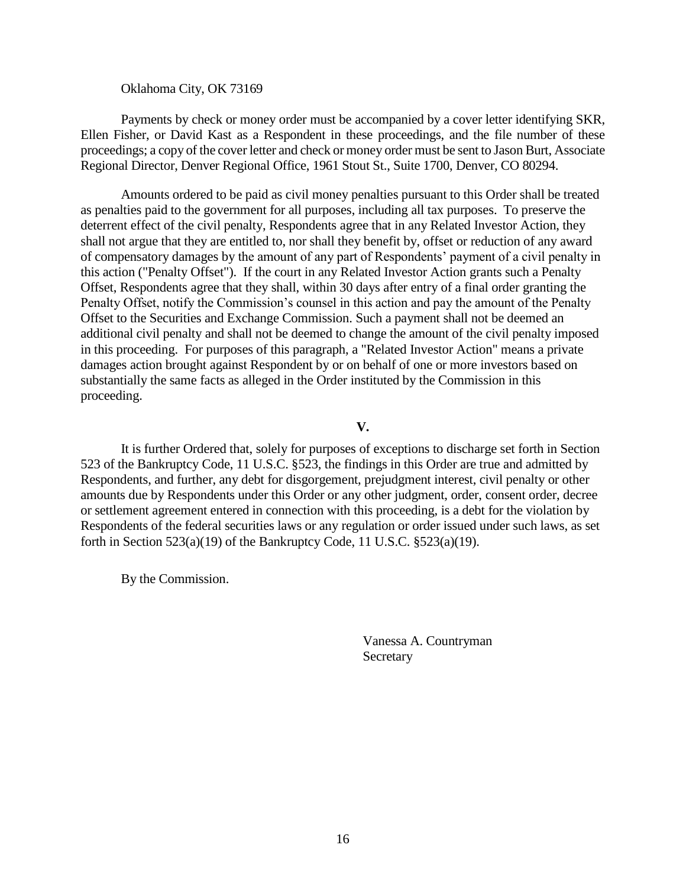Oklahoma City, OK 73169

Payments by check or money order must be accompanied by a cover letter identifying SKR, Ellen Fisher, or David Kast as a Respondent in these proceedings, and the file number of these proceedings; a copy of the cover letter and check or money order must be sent to Jason Burt, Associate Regional Director, Denver Regional Office, 1961 Stout St., Suite 1700, Denver, CO 80294.

Amounts ordered to be paid as civil money penalties pursuant to this Order shall be treated as penalties paid to the government for all purposes, including all tax purposes. To preserve the deterrent effect of the civil penalty, Respondents agree that in any Related Investor Action, they shall not argue that they are entitled to, nor shall they benefit by, offset or reduction of any award of compensatory damages by the amount of any part of Respondents' payment of a civil penalty in this action ("Penalty Offset"). If the court in any Related Investor Action grants such a Penalty Offset, Respondents agree that they shall, within 30 days after entry of a final order granting the Penalty Offset, notify the Commission's counsel in this action and pay the amount of the Penalty Offset to the Securities and Exchange Commission. Such a payment shall not be deemed an additional civil penalty and shall not be deemed to change the amount of the civil penalty imposed in this proceeding. For purposes of this paragraph, a "Related Investor Action" means a private damages action brought against Respondent by or on behalf of one or more investors based on substantially the same facts as alleged in the Order instituted by the Commission in this proceeding.

**V.**

It is further Ordered that, solely for purposes of exceptions to discharge set forth in Section 523 of the Bankruptcy Code, 11 U.S.C. §523, the findings in this Order are true and admitted by Respondents, and further, any debt for disgorgement, prejudgment interest, civil penalty or other amounts due by Respondents under this Order or any other judgment, order, consent order, decree or settlement agreement entered in connection with this proceeding, is a debt for the violation by Respondents of the federal securities laws or any regulation or order issued under such laws, as set forth in Section 523(a)(19) of the Bankruptcy Code, 11 U.S.C. §523(a)(19).

By the Commission.

Vanessa A. Countryman
Secretary